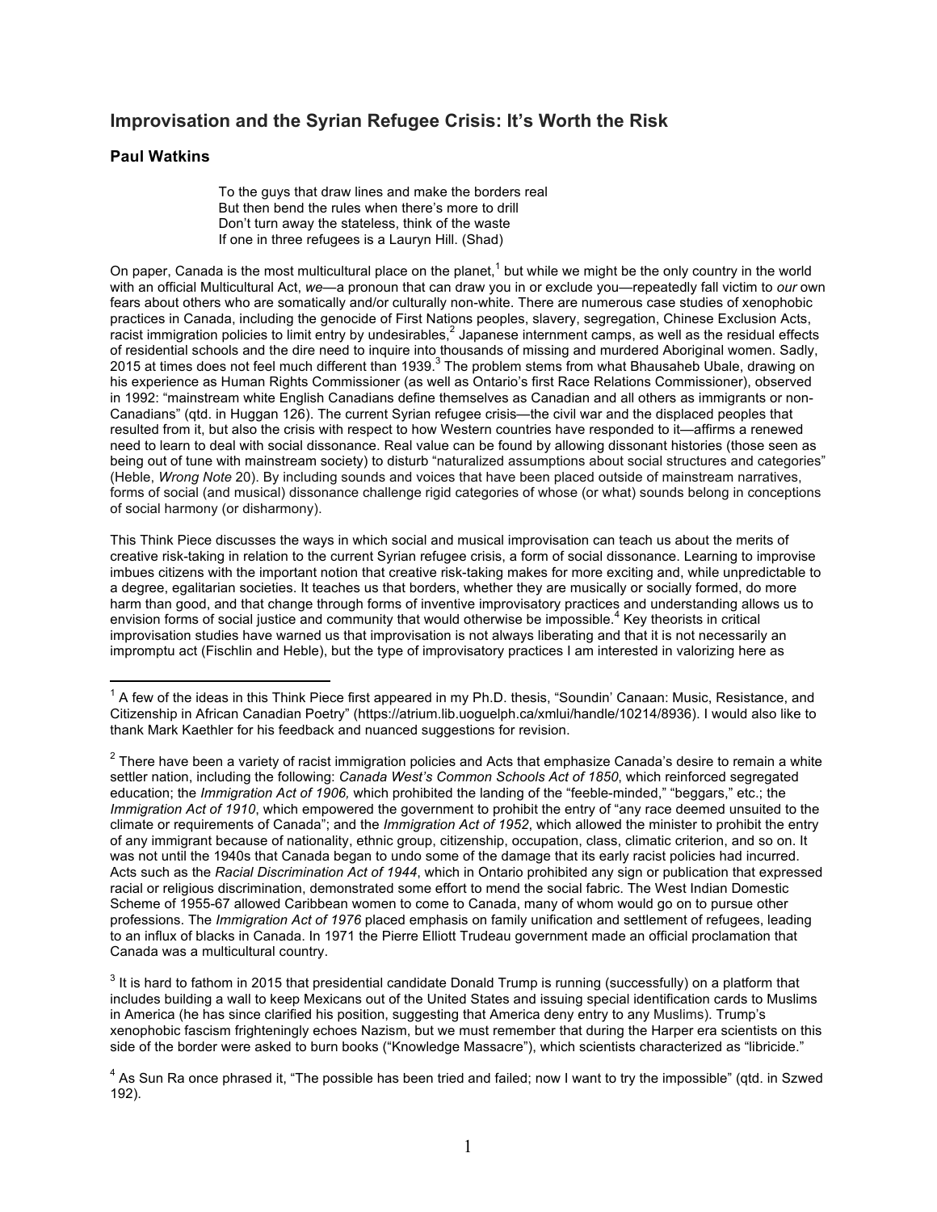## Improvisation and the Syrian Refugee Crisis: It's Worth the Risk

### Paul Watkins

> To the guys that draw lines and make the borders real
> But then bend the rules when there's more to drill
> Don't turn away the stateless, think of the waste
> If one in three refugees is a Lauryn Hill. (Shad)

On paper, Canada is the most multicultural place on the planet,[1] but while we might be the only country in the world with an official Multicultural Act, *we*—a pronoun that can draw you in or exclude you—repeatedly fall victim to *our* own fears about others who are somatically and/or culturally non-white. There are numerous case studies of xenophobic practices in Canada, including the genocide of First Nations peoples, slavery, segregation, Chinese Exclusion Acts, racist immigration policies to limit entry by undesirables,[2] Japanese internment camps, as well as the residual effects of residential schools and the dire need to inquire into thousands of missing and murdered Aboriginal women. Sadly, 2015 at times does not feel much different than 1939.[3] The problem stems from what Bhausaheb Ubale, drawing on his experience as Human Rights Commissioner (as well as Ontario's first Race Relations Commissioner), observed in 1992: "mainstream white English Canadians define themselves as Canadian and all others as immigrants or non-Canadians" (qtd. in Huggan 126). The current Syrian refugee crisis—the civil war and the displaced peoples that resulted from it, but also the crisis with respect to how Western countries have responded to it—affirms a renewed need to learn to deal with social dissonance. Real value can be found by allowing dissonant histories (those seen as being out of tune with mainstream society) to disturb "naturalized assumptions about social structures and categories" (Heble, *Wrong Note* 20). By including sounds and voices that have been placed outside of mainstream narratives, forms of social (and musical) dissonance challenge rigid categories of whose (or what) sounds belong in conceptions of social harmony (or disharmony).

This Think Piece discusses the ways in which social and musical improvisation can teach us about the merits of creative risk-taking in relation to the current Syrian refugee crisis, a form of social dissonance. Learning to improvise imbues citizens with the important notion that creative risk-taking makes for more exciting and, while unpredictable to a degree, egalitarian societies. It teaches us that borders, whether they are musically or socially formed, do more harm than good, and that change through forms of inventive improvisatory practices and understanding allows us to envision forms of social justice and community that would otherwise be impossible.[4] Key theorists in critical improvisation studies have warned us that improvisation is not always liberating and that it is not necessarily an impromptu act (Fischlin and Heble), but the type of improvisatory practices I am interested in valorizing here as

---

[1] A few of the ideas in this Think Piece first appeared in my Ph.D. thesis, "Soundin' Canaan: Music, Resistance, and Citizenship in African Canadian Poetry" (https://atrium.lib.uoguelph.ca/xmlui/handle/10214/8936). I would also like to thank Mark Kaethler for his feedback and nuanced suggestions for revision.

[2] There have been a variety of racist immigration policies and Acts that emphasize Canada's desire to remain a white settler nation, including the following: *Canada West's Common Schools Act of 1850*, which reinforced segregated education; the *Immigration Act of 1906,* which prohibited the landing of the "feeble-minded," "beggars," etc.; the *Immigration Act of 1910*, which empowered the government to prohibit the entry of "any race deemed unsuited to the climate or requirements of Canada"; and the *Immigration Act of 1952*, which allowed the minister to prohibit the entry of any immigrant because of nationality, ethnic group, citizenship, occupation, class, climatic criterion, and so on. It was not until the 1940s that Canada began to undo some of the damage that its early racist policies had incurred. Acts such as the *Racial Discrimination Act of 1944*, which in Ontario prohibited any sign or publication that expressed racial or religious discrimination, demonstrated some effort to mend the social fabric. The West Indian Domestic Scheme of 1955-67 allowed Caribbean women to come to Canada, many of whom would go on to pursue other professions. The *Immigration Act of 1976* placed emphasis on family unification and settlement of refugees, leading to an influx of blacks in Canada. In 1971 the Pierre Elliott Trudeau government made an official proclamation that Canada was a multicultural country.

[3] It is hard to fathom in 2015 that presidential candidate Donald Trump is running (successfully) on a platform that includes building a wall to keep Mexicans out of the United States and issuing special identification cards to Muslims in America (he has since clarified his position, suggesting that America deny entry to any Muslims). Trump's xenophobic fascism frighteningly echoes Nazism, but we must remember that during the Harper era scientists on this side of the border were asked to burn books ("Knowledge Massacre"), which scientists characterized as "libricide."

[4] As Sun Ra once phrased it, "The possible has been tried and failed; now I want to try the impossible" (qtd. in Szwed 192).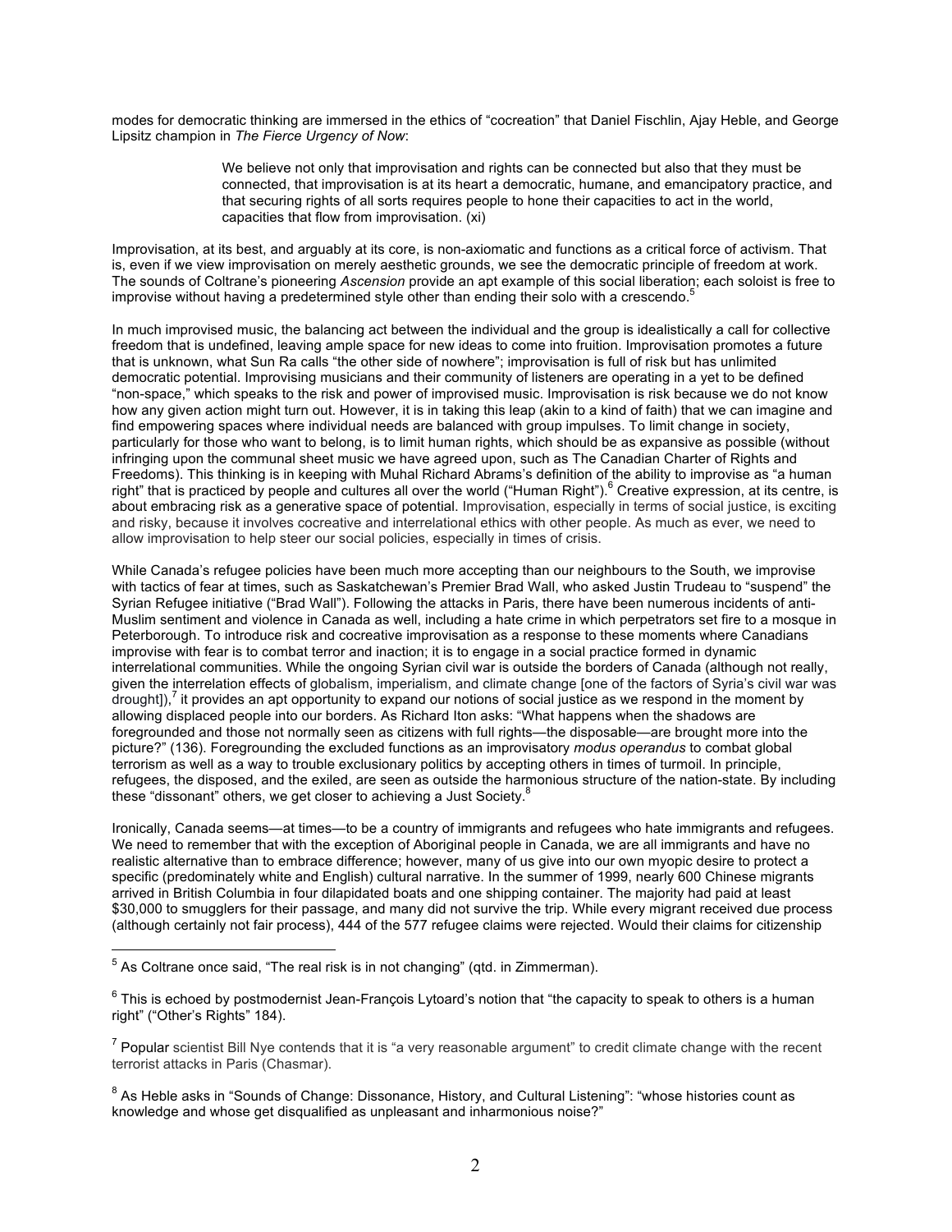modes for democratic thinking are immersed in the ethics of "cocreation" that Daniel Fischlin, Ajay Heble, and George Lipsitz champion in *The Fierce Urgency of Now*:

> We believe not only that improvisation and rights can be connected but also that they must be connected, that improvisation is at its heart a democratic, humane, and emancipatory practice, and that securing rights of all sorts requires people to hone their capacities to act in the world, capacities that flow from improvisation. (xi)

Improvisation, at its best, and arguably at its core, is non-axiomatic and functions as a critical force of activism. That is, even if we view improvisation on merely aesthetic grounds, we see the democratic principle of freedom at work. The sounds of Coltrane's pioneering *Ascension* provide an apt example of this social liberation; each soloist is free to improvise without having a predetermined style other than ending their solo with a crescendo.[5]

In much improvised music, the balancing act between the individual and the group is idealistically a call for collective freedom that is undefined, leaving ample space for new ideas to come into fruition. Improvisation promotes a future that is unknown, what Sun Ra calls "the other side of nowhere"; improvisation is full of risk but has unlimited democratic potential. Improvising musicians and their community of listeners are operating in a yet to be defined "non-space," which speaks to the risk and power of improvised music. Improvisation is risk because we do not know how any given action might turn out. However, it is in taking this leap (akin to a kind of faith) that we can imagine and find empowering spaces where individual needs are balanced with group impulses. To limit change in society, particularly for those who want to belong, is to limit human rights, which should be as expansive as possible (without infringing upon the communal sheet music we have agreed upon, such as The Canadian Charter of Rights and Freedoms). This thinking is in keeping with Muhal Richard Abrams's definition of the ability to improvise as "a human right" that is practiced by people and cultures all over the world ("Human Right").[6] Creative expression, at its centre, is about embracing risk as a generative space of potential. Improvisation, especially in terms of social justice, is exciting and risky, because it involves cocreative and interrelational ethics with other people. As much as ever, we need to allow improvisation to help steer our social policies, especially in times of crisis.

While Canada's refugee policies have been much more accepting than our neighbours to the South, we improvise with tactics of fear at times, such as Saskatchewan's Premier Brad Wall, who asked Justin Trudeau to "suspend" the Syrian Refugee initiative ("Brad Wall"). Following the attacks in Paris, there have been numerous incidents of anti-Muslim sentiment and violence in Canada as well, including a hate crime in which perpetrators set fire to a mosque in Peterborough. To introduce risk and cocreative improvisation as a response to these moments where Canadians improvise with fear is to combat terror and inaction; it is to engage in a social practice formed in dynamic interrelational communities. While the ongoing Syrian civil war is outside the borders of Canada (although not really, given the interrelation effects of globalism, imperialism, and climate change [one of the factors of Syria's civil war was drought]),[7] it provides an apt opportunity to expand our notions of social justice as we respond in the moment by allowing displaced people into our borders. As Richard Iton asks: "What happens when the shadows are foregrounded and those not normally seen as citizens with full rights—the disposable—are brought more into the picture?" (136). Foregrounding the excluded functions as an improvisatory *modus operandus* to combat global terrorism as well as a way to trouble exclusionary politics by accepting others in times of turmoil. In principle, refugees, the disposed, and the exiled, are seen as outside the harmonious structure of the nation-state. By including these "dissonant" others, we get closer to achieving a Just Society.[8]

Ironically, Canada seems—at times—to be a country of immigrants and refugees who hate immigrants and refugees. We need to remember that with the exception of Aboriginal people in Canada, we are all immigrants and have no realistic alternative than to embrace difference; however, many of us give into our own myopic desire to protect a specific (predominately white and English) cultural narrative. In the summer of 1999, nearly 600 Chinese migrants arrived in British Columbia in four dilapidated boats and one shipping container. The majority had paid at least $30,000 to smugglers for their passage, and many did not survive the trip. While every migrant received due process (although certainly not fair process), 444 of the 577 refugee claims were rejected. Would their claims for citizenship

---

[5] As Coltrane once said, "The real risk is in not changing" (qtd. in Zimmerman).

[6] This is echoed by postmodernist Jean-François Lytoard's notion that "the capacity to speak to others is a human right" ("Other's Rights" 184).

[7] Popular scientist Bill Nye contends that it is "a very reasonable argument" to credit climate change with the recent terrorist attacks in Paris (Chasmar).

[8] As Heble asks in "Sounds of Change: Dissonance, History, and Cultural Listening": "whose histories count as knowledge and whose get disqualified as unpleasant and inharmonious noise?"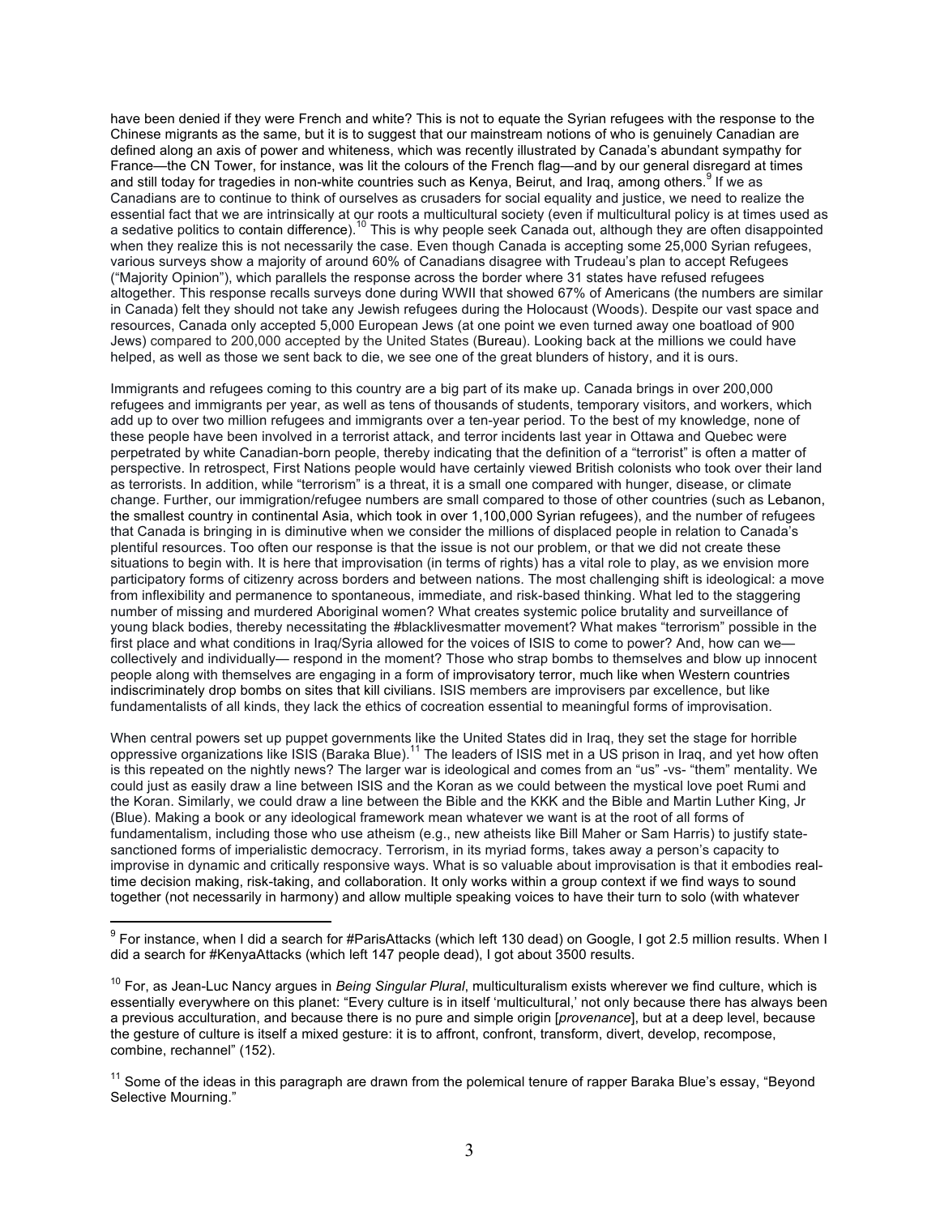have been denied if they were French and white? This is not to equate the Syrian refugees with the response to the Chinese migrants as the same, but it is to suggest that our mainstream notions of who is genuinely Canadian are defined along an axis of power and whiteness, which was recently illustrated by Canada's abundant sympathy for France—the CN Tower, for instance, was lit the colours of the French flag—and by our general disregard at times and still today for tragedies in non-white countries such as Kenya, Beirut, and Iraq, among others.[9] If we as Canadians are to continue to think of ourselves as crusaders for social equality and justice, we need to realize the essential fact that we are intrinsically at our roots a multicultural society (even if multicultural policy is at times used as a sedative politics to contain difference).[10] This is why people seek Canada out, although they are often disappointed when they realize this is not necessarily the case. Even though Canada is accepting some 25,000 Syrian refugees, various surveys show a majority of around 60% of Canadians disagree with Trudeau's plan to accept Refugees ("Majority Opinion"), which parallels the response across the border where 31 states have refused refugees altogether. This response recalls surveys done during WWII that showed 67% of Americans (the numbers are similar in Canada) felt they should not take any Jewish refugees during the Holocaust (Woods). Despite our vast space and resources, Canada only accepted 5,000 European Jews (at one point we even turned away one boatload of 900 Jews) compared to 200,000 accepted by the United States (Bureau). Looking back at the millions we could have helped, as well as those we sent back to die, we see one of the great blunders of history, and it is ours.

Immigrants and refugees coming to this country are a big part of its make up. Canada brings in over 200,000 refugees and immigrants per year, as well as tens of thousands of students, temporary visitors, and workers, which add up to over two million refugees and immigrants over a ten-year period. To the best of my knowledge, none of these people have been involved in a terrorist attack, and terror incidents last year in Ottawa and Quebec were perpetrated by white Canadian-born people, thereby indicating that the definition of a "terrorist" is often a matter of perspective. In retrospect, First Nations people would have certainly viewed British colonists who took over their land as terrorists. In addition, while "terrorism" is a threat, it is a small one compared with hunger, disease, or climate change. Further, our immigration/refugee numbers are small compared to those of other countries (such as Lebanon, the smallest country in continental Asia, which took in over 1,100,000 Syrian refugees), and the number of refugees that Canada is bringing in is diminutive when we consider the millions of displaced people in relation to Canada's plentiful resources. Too often our response is that the issue is not our problem, or that we did not create these situations to begin with. It is here that improvisation (in terms of rights) has a vital role to play, as we envision more participatory forms of citizenry across borders and between nations. The most challenging shift is ideological: a move from inflexibility and permanence to spontaneous, immediate, and risk-based thinking. What led to the staggering number of missing and murdered Aboriginal women? What creates systemic police brutality and surveillance of young black bodies, thereby necessitating the #blacklivesmatter movement? What makes "terrorism" possible in the first place and what conditions in Iraq/Syria allowed for the voices of ISIS to come to power? And, how can we—collectively and individually— respond in the moment? Those who strap bombs to themselves and blow up innocent people along with themselves are engaging in a form of improvisatory terror, much like when Western countries indiscriminately drop bombs on sites that kill civilians. ISIS members are improvisers par excellence, but like fundamentalists of all kinds, they lack the ethics of cocreation essential to meaningful forms of improvisation.

When central powers set up puppet governments like the United States did in Iraq, they set the stage for horrible oppressive organizations like ISIS (Baraka Blue).[11] The leaders of ISIS met in a US prison in Iraq, and yet how often is this repeated on the nightly news? The larger war is ideological and comes from an "us" -vs- "them" mentality. We could just as easily draw a line between ISIS and the Koran as we could between the mystical love poet Rumi and the Koran. Similarly, we could draw a line between the Bible and the KKK and the Bible and Martin Luther King, Jr (Blue). Making a book or any ideological framework mean whatever we want is at the root of all forms of fundamentalism, including those who use atheism (e.g., new atheists like Bill Maher or Sam Harris) to justify state-sanctioned forms of imperialistic democracy. Terrorism, in its myriad forms, takes away a person's capacity to improvise in dynamic and critically responsive ways. What is so valuable about improvisation is that it embodies real-time decision making, risk-taking, and collaboration. It only works within a group context if we find ways to sound together (not necessarily in harmony) and allow multiple speaking voices to have their turn to solo (with whatever

---

[9] For instance, when I did a search for #ParisAttacks (which left 130 dead) on Google, I got 2.5 million results. When I did a search for #KenyaAttacks (which left 147 people dead), I got about 3500 results.

[10] For, as Jean-Luc Nancy argues in *Being Singular Plural*, multiculturalism exists wherever we find culture, which is essentially everywhere on this planet: "Every culture is in itself 'multicultural,' not only because there has always been a previous acculturation, and because there is no pure and simple origin [*provenance*], but at a deep level, because the gesture of culture is itself a mixed gesture: it is to affront, confront, transform, divert, develop, recompose, combine, rechannel" (152).

[11] Some of the ideas in this paragraph are drawn from the polemical tenure of rapper Baraka Blue's essay, "Beyond Selective Mourning."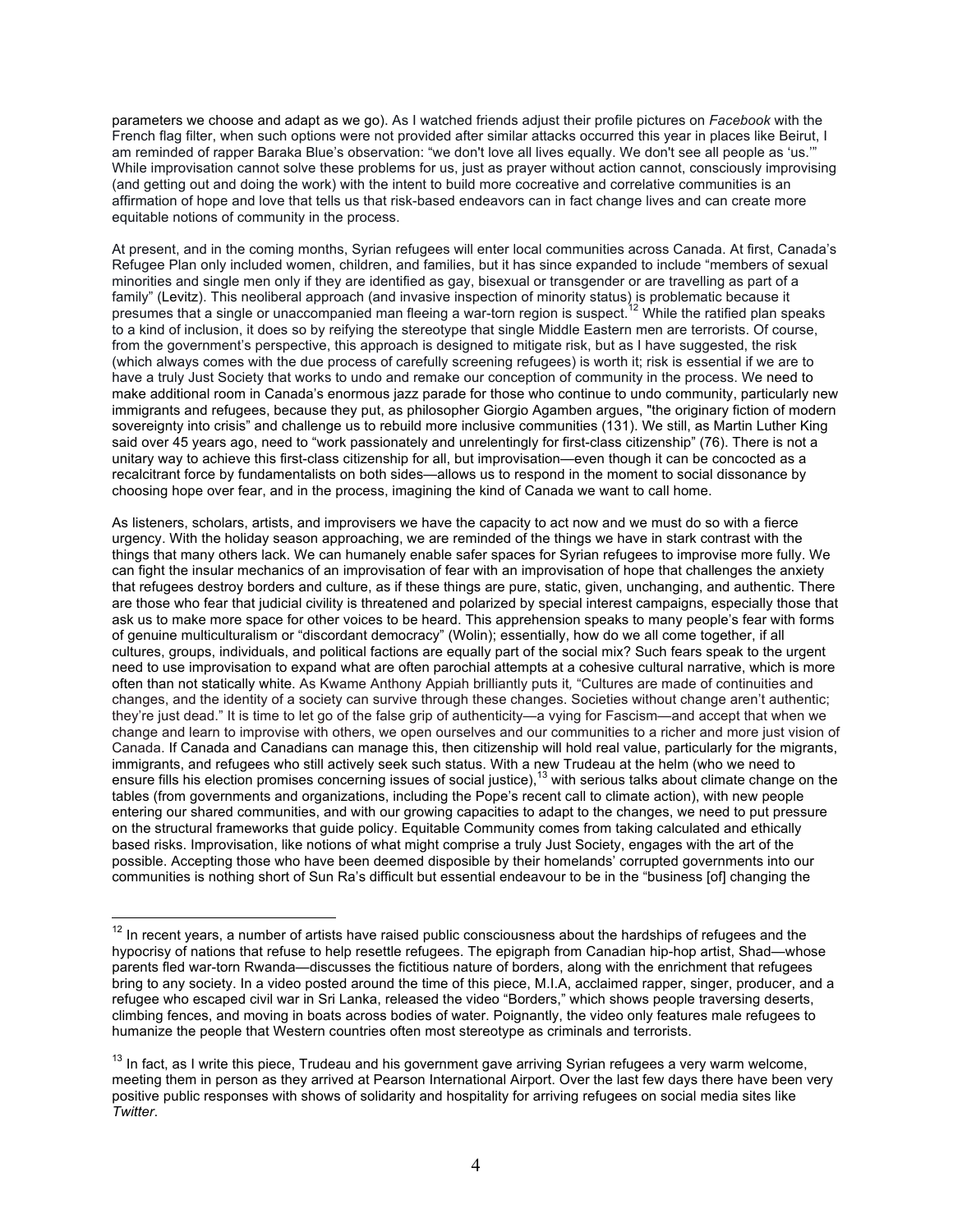parameters we choose and adapt as we go). As I watched friends adjust their profile pictures on *Facebook* with the French flag filter, when such options were not provided after similar attacks occurred this year in places like Beirut, I am reminded of rapper Baraka Blue's observation: "we don't love all lives equally. We don't see all people as 'us.'" While improvisation cannot solve these problems for us, just as prayer without action cannot, consciously improvising (and getting out and doing the work) with the intent to build more cocreative and correlative communities is an affirmation of hope and love that tells us that risk-based endeavors can in fact change lives and can create more equitable notions of community in the process.

At present, and in the coming months, Syrian refugees will enter local communities across Canada. At first, Canada's Refugee Plan only included women, children, and families, but it has since expanded to include "members of sexual minorities and single men only if they are identified as gay, bisexual or transgender or are travelling as part of a family" (Levitz). This neoliberal approach (and invasive inspection of minority status) is problematic because it presumes that a single or unaccompanied man fleeing a war-torn region is suspect.[12] While the ratified plan speaks to a kind of inclusion, it does so by reifying the stereotype that single Middle Eastern men are terrorists. Of course, from the government's perspective, this approach is designed to mitigate risk, but as I have suggested, the risk (which always comes with the due process of carefully screening refugees) is worth it; risk is essential if we are to have a truly Just Society that works to undo and remake our conception of community in the process. We need to make additional room in Canada's enormous jazz parade for those who continue to undo community, particularly new immigrants and refugees, because they put, as philosopher Giorgio Agamben argues, "the originary fiction of modern sovereignty into crisis" and challenge us to rebuild more inclusive communities (131). We still, as Martin Luther King said over 45 years ago, need to "work passionately and unrelentingly for first-class citizenship" (76). There is not a unitary way to achieve this first-class citizenship for all, but improvisation—even though it can be concocted as a recalcitrant force by fundamentalists on both sides—allows us to respond in the moment to social dissonance by choosing hope over fear, and in the process, imagining the kind of Canada we want to call home.

As listeners, scholars, artists, and improvisers we have the capacity to act now and we must do so with a fierce urgency. With the holiday season approaching, we are reminded of the things we have in stark contrast with the things that many others lack. We can humanely enable safer spaces for Syrian refugees to improvise more fully. We can fight the insular mechanics of an improvisation of fear with an improvisation of hope that challenges the anxiety that refugees destroy borders and culture, as if these things are pure, static, given, unchanging, and authentic. There are those who fear that judicial civility is threatened and polarized by special interest campaigns, especially those that ask us to make more space for other voices to be heard. This apprehension speaks to many people's fear with forms of genuine multiculturalism or "discordant democracy" (Wolin); essentially, how do we all come together, if all cultures, groups, individuals, and political factions are equally part of the social mix? Such fears speak to the urgent need to use improvisation to expand what are often parochial attempts at a cohesive cultural narrative, which is more often than not statically white. As Kwame Anthony Appiah brilliantly puts it, "Cultures are made of continuities and changes, and the identity of a society can survive through these changes. Societies without change aren't authentic; they're just dead." It is time to let go of the false grip of authenticity—a vying for Fascism—and accept that when we change and learn to improvise with others, we open ourselves and our communities to a richer and more just vision of Canada. If Canada and Canadians can manage this, then citizenship will hold real value, particularly for the migrants, immigrants, and refugees who still actively seek such status. With a new Trudeau at the helm (who we need to ensure fills his election promises concerning issues of social justice),[13] with serious talks about climate change on the tables (from governments and organizations, including the Pope's recent call to climate action), with new people entering our shared communities, and with our growing capacities to adapt to the changes, we need to put pressure on the structural frameworks that guide policy. Equitable Community comes from taking calculated and ethically based risks. Improvisation, like notions of what might comprise a truly Just Society, engages with the art of the possible. Accepting those who have been deemed disposible by their homelands' corrupted governments into our communities is nothing short of Sun Ra's difficult but essential endeavour to be in the "business [of] changing the

---

[12] In recent years, a number of artists have raised public consciousness about the hardships of refugees and the hypocrisy of nations that refuse to help resettle refugees. The epigraph from Canadian hip-hop artist, Shad—whose parents fled war-torn Rwanda—discusses the fictitious nature of borders, along with the enrichment that refugees bring to any society. In a video posted around the time of this piece, M.I.A, acclaimed rapper, singer, producer, and a refugee who escaped civil war in Sri Lanka, released the video "Borders," which shows people traversing deserts, climbing fences, and moving in boats across bodies of water. Poignantly, the video only features male refugees to humanize the people that Western countries often most stereotype as criminals and terrorists.

[13] In fact, as I write this piece, Trudeau and his government gave arriving Syrian refugees a very warm welcome, meeting them in person as they arrived at Pearson International Airport. Over the last few days there have been very positive public responses with shows of solidarity and hospitality for arriving refugees on social media sites like *Twitter*.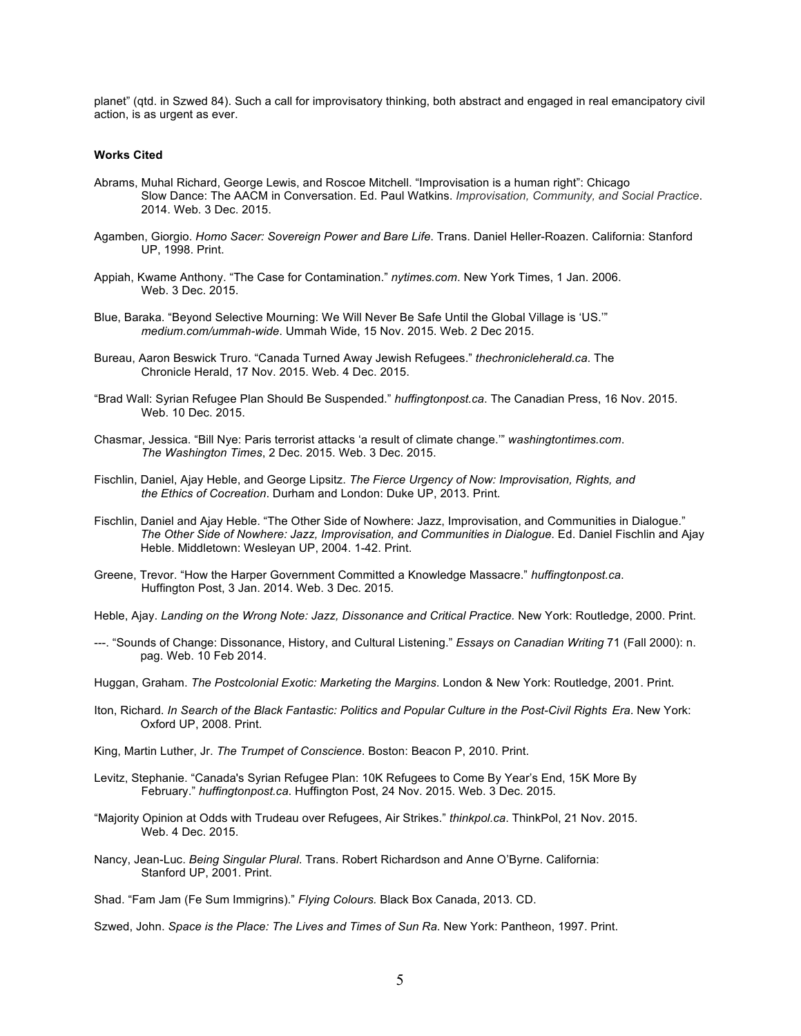planet" (qtd. in Szwed 84). Such a call for improvisatory thinking, both abstract and engaged in real emancipatory civil action, is as urgent as ever.

**Works Cited**

Abrams, Muhal Richard, George Lewis, and Roscoe Mitchell. "Improvisation is a human right": Chicago Slow Dance: The AACM in Conversation. Ed. Paul Watkins. *Improvisation, Community, and Social Practice*. 2014. Web. 3 Dec. 2015.

Agamben, Giorgio. *Homo Sacer: Sovereign Power and Bare Life*. Trans. Daniel Heller-Roazen. California: Stanford UP, 1998. Print.

Appiah, Kwame Anthony. "The Case for Contamination." *nytimes.com*. New York Times, 1 Jan. 2006. Web. 3 Dec. 2015.

Blue, Baraka. "Beyond Selective Mourning: We Will Never Be Safe Until the Global Village is 'US.'" *medium.com/ummah-wide*. Ummah Wide, 15 Nov. 2015. Web. 2 Dec 2015.

Bureau, Aaron Beswick Truro. "Canada Turned Away Jewish Refugees." *thechronicleherald.ca*. The Chronicle Herald, 17 Nov. 2015. Web. 4 Dec. 2015.

"Brad Wall: Syrian Refugee Plan Should Be Suspended." *huffingtonpost.ca*. The Canadian Press, 16 Nov. 2015. Web. 10 Dec. 2015.

Chasmar, Jessica. "Bill Nye: Paris terrorist attacks 'a result of climate change.'" *washingtontimes.com*. *The Washington Times*, 2 Dec. 2015. Web. 3 Dec. 2015.

Fischlin, Daniel, Ajay Heble, and George Lipsitz. *The Fierce Urgency of Now: Improvisation, Rights, and the Ethics of Cocreation*. Durham and London: Duke UP, 2013. Print.

Fischlin, Daniel and Ajay Heble. "The Other Side of Nowhere: Jazz, Improvisation, and Communities in Dialogue." *The Other Side of Nowhere: Jazz, Improvisation, and Communities in Dialogue*. Ed. Daniel Fischlin and Ajay Heble. Middletown: Wesleyan UP, 2004. 1-42. Print.

Greene, Trevor. "How the Harper Government Committed a Knowledge Massacre." *huffingtonpost.ca*. Huffington Post, 3 Jan. 2014. Web. 3 Dec. 2015.

Heble, Ajay. *Landing on the Wrong Note: Jazz, Dissonance and Critical Practice.* New York: Routledge, 2000. Print.

---. "Sounds of Change: Dissonance, History, and Cultural Listening." *Essays on Canadian Writing* 71 (Fall 2000): n. pag. Web. 10 Feb 2014.

Huggan, Graham. *The Postcolonial Exotic: Marketing the Margins*. London & New York: Routledge, 2001. Print.

Iton, Richard. *In Search of the Black Fantastic: Politics and Popular Culture in the Post-Civil Rights Era*. New York: Oxford UP, 2008. Print.

King, Martin Luther, Jr. *The Trumpet of Conscience*. Boston: Beacon P, 2010. Print.

Levitz, Stephanie. "Canada's Syrian Refugee Plan: 10K Refugees to Come By Year's End, 15K More By February." *huffingtonpost.ca*. Huffington Post, 24 Nov. 2015. Web. 3 Dec. 2015.

"Majority Opinion at Odds with Trudeau over Refugees, Air Strikes." *thinkpol.ca*. ThinkPol, 21 Nov. 2015. Web. 4 Dec. 2015.

Nancy, Jean-Luc. *Being Singular Plural*. Trans. Robert Richardson and Anne O'Byrne. California: Stanford UP, 2001. Print.

Shad. "Fam Jam (Fe Sum Immigrins)." *Flying Colours.* Black Box Canada, 2013. CD.

Szwed, John. *Space is the Place: The Lives and Times of Sun Ra*. New York: Pantheon, 1997. Print.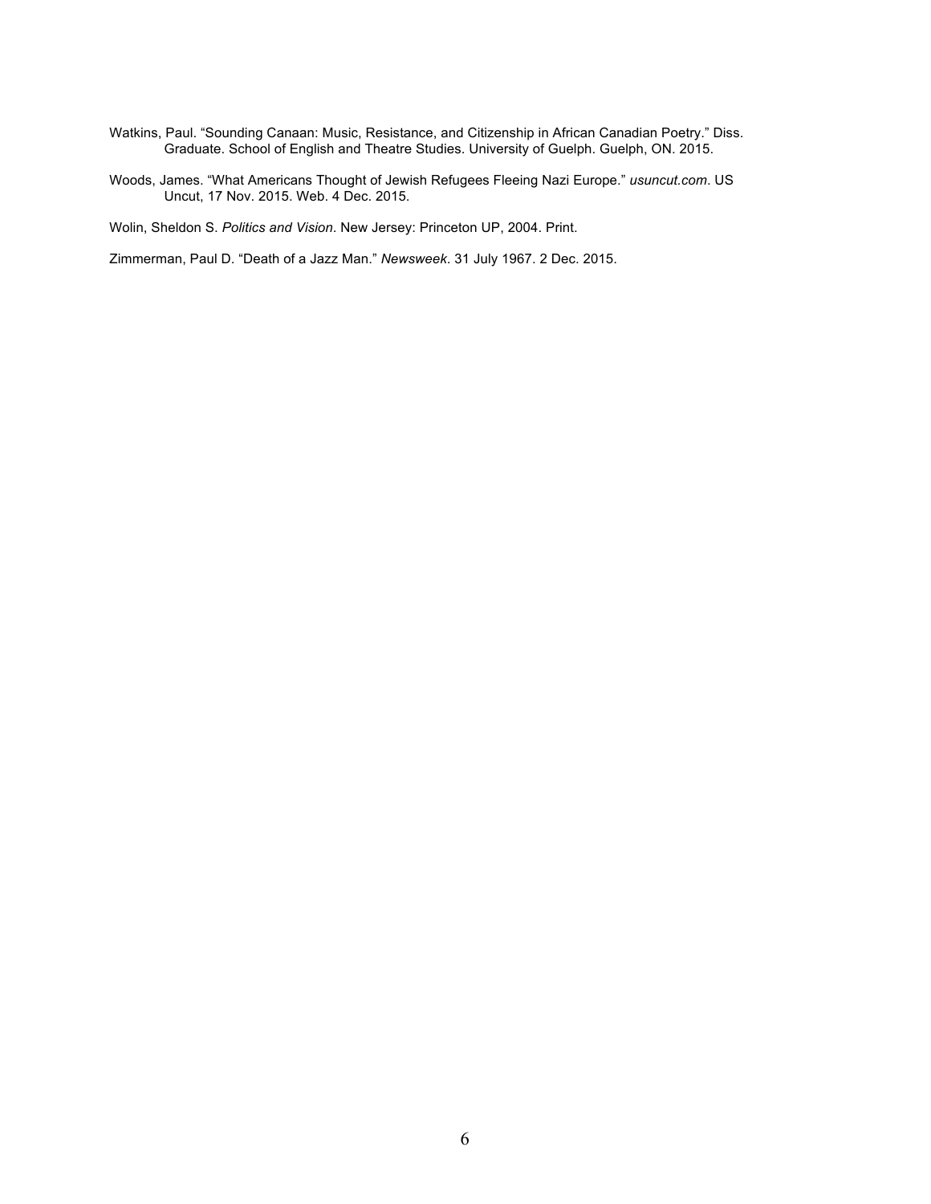Watkins, Paul. “Sounding Canaan: Music, Resistance, and Citizenship in African Canadian Poetry.” Diss. Graduate. School of English and Theatre Studies. University of Guelph. Guelph, ON. 2015.

Woods, James. “What Americans Thought of Jewish Refugees Fleeing Nazi Europe.” *usuncut.com*. US Uncut, 17 Nov. 2015. Web. 4 Dec. 2015.

Wolin, Sheldon S. *Politics and Vision*. New Jersey: Princeton UP, 2004. Print.

Zimmerman, Paul D. “Death of a Jazz Man.” *Newsweek*. 31 July 1967. 2 Dec. 2015.